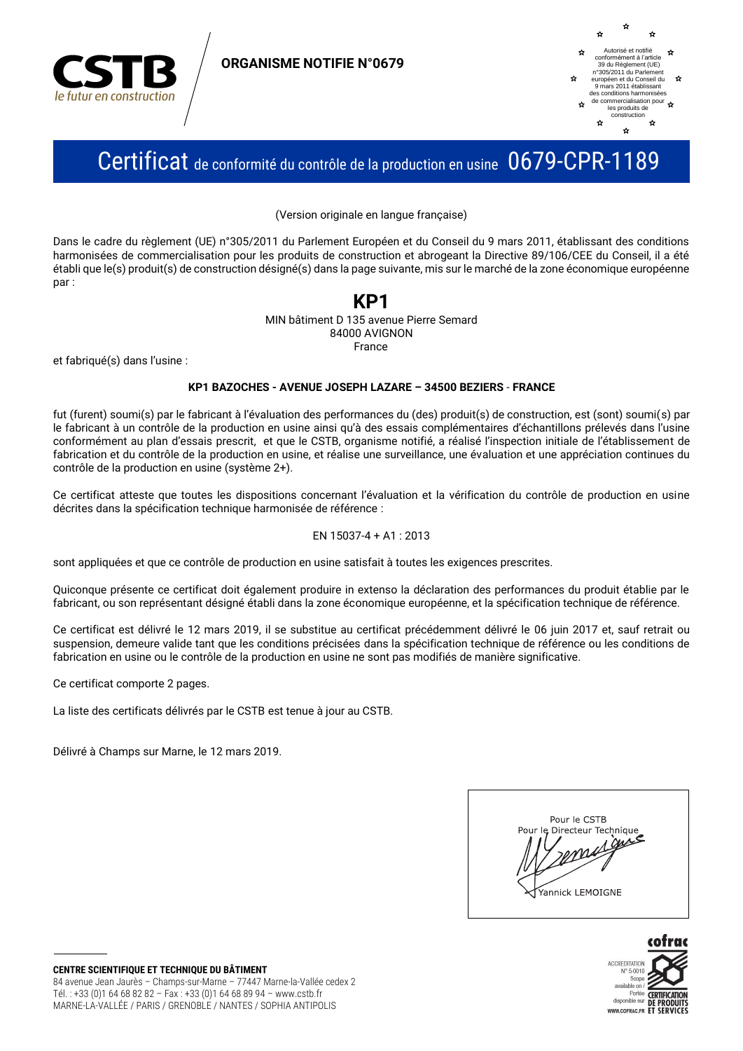**ORGANISME NOTIFIE N°0679**

Autorisé et notifié conformément à l'article 39 du Règlement (UE) n°305/2011 du Parlement européen et du Conseil du 9 mars 2011 établissant des conditions harmonisées de commercialisation pour les produits de construction

# Certificat de conformité du contrôle de la production en usine 0679-CPR-1189

(Version originale en langue française)

Dans le cadre du règlement (UE) n°305/2011 du Parlement Européen et du Conseil du 9 mars 2011, établissant des conditions harmonisées de commercialisation pour les produits de construction et abrogeant la Directive 89/106/CEE du Conseil, il a été établi que le(s) produit(s) de construction désigné(s) dans la page suivante, mis sur le marché de la zone économique européenne par :

**KP1**

MIN bâtiment D 135 avenue Pierre Semard
84000 AVIGNON
France

et fabriqué(s) dans l'usine :

**KP1 BAZOCHES - AVENUE JOSEPH LAZARE – 34500 BEZIERS - FRANCE**

fut (furent) soumi(s) par le fabricant à l'évaluation des performances du (des) produit(s) de construction, est (sont) soumi(s) par le fabricant à un contrôle de la production en usine ainsi qu'à des essais complémentaires d'échantillons prélevés dans l'usine conformément au plan d'essais prescrit, et que le CSTB, organisme notifié, a réalisé l'inspection initiale de l'établissement de fabrication et du contrôle de la production en usine, et réalise une surveillance, une évaluation et une appréciation continues du contrôle de la production en usine (système 2+).

Ce certificat atteste que toutes les dispositions concernant l'évaluation et la vérification du contrôle de production en usine décrites dans la spécification technique harmonisée de référence :

EN 15037-4 + A1 : 2013

sont appliquées et que ce contrôle de production en usine satisfait à toutes les exigences prescrites.

Quiconque présente ce certificat doit également produire in extenso la déclaration des performances du produit établie par le fabricant, ou son représentant désigné établi dans la zone économique européenne, et la spécification technique de référence.

Ce certificat est délivré le 12 mars 2019, il se substitue au certificat précédemment délivré le 06 juin 2017 et, sauf retrait ou suspension, demeure valide tant que les conditions précisées dans la spécification technique de référence ou les conditions de fabrication en usine ou le contrôle de la production en usine ne sont pas modifiés de manière significative.

Ce certificat comporte 2 pages.

La liste des certificats délivrés par le CSTB est tenue à jour au CSTB.

Délivré à Champs sur Marne, le 12 mars 2019.

Pour le CSTB
Pour le Directeur Technique
Yannick LEMOIGNE

**CENTRE SCIENTIFIQUE ET TECHNIQUE DU BÂTIMENT**
84 avenue Jean Jaurès – Champs-sur-Marne – 77447 Marne-la-Vallée cedex 2
Tél. : +33 (0)1 64 68 82 82 – Fax : +33 (0)1 64 68 89 94 – www.cstb.fr
MARNE-LA-VALLÉE / PARIS / GRENOBLE / NANTES / SOPHIA ANTIPOLIS

ACCREDITATION N° 5-0010 Scope available on / Portée disponible sur WWW.COFRAC.FR — CERTIFICATION DE PRODUITS ET SERVICES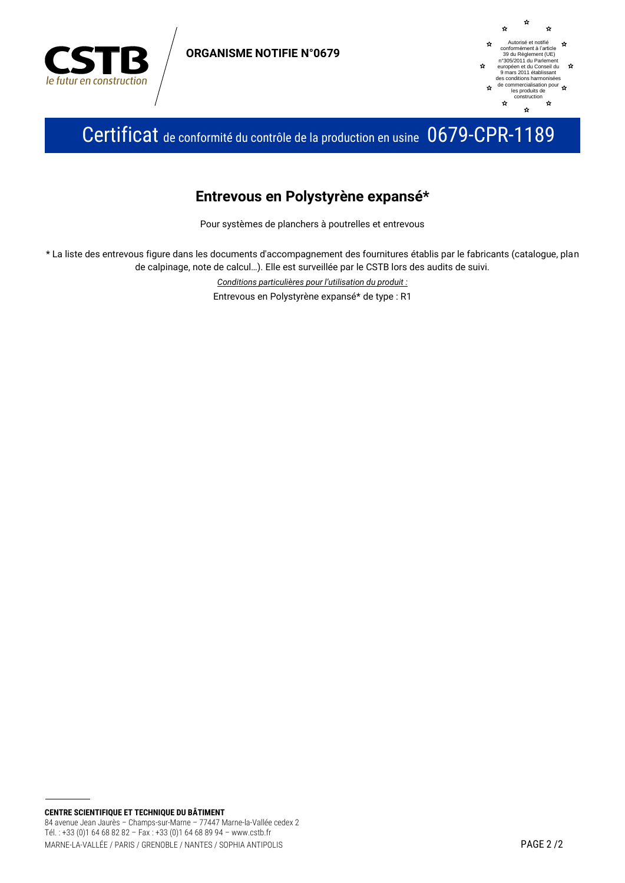**ORGANISME NOTIFIE N°0679**

Autorisé et notifié conformément à l'article 39 du Règlement (UE) n°305/2011 du Parlement européen et du Conseil du 9 mars 2011 établissant des conditions harmonisées de commercialisation pour les produits de construction

# Certificat de conformité du contrôle de la production en usine 0679-CPR-1189

## Entrevous en Polystyrène expansé*

Pour systèmes de planchers à poutrelles et entrevous

* La liste des entrevous figure dans les documents d'accompagnement des fournitures établis par le fabricants (catalogue, plan de calpinage, note de calcul…). Elle est surveillée par le CSTB lors des audits de suivi.

*Conditions particulières pour l'utilisation du produit :*

Entrevous en Polystyrène expansé* de type : R1

**CENTRE SCIENTIFIQUE ET TECHNIQUE DU BÂTIMENT**
84 avenue Jean Jaurès – Champs-sur-Marne – 77447 Marne-la-Vallée cedex 2
Tél. : +33 (0)1 64 68 82 82 – Fax : +33 (0)1 64 68 89 94 – www.cstb.fr
MARNE-LA-VALLÉE / PARIS / GRENOBLE / NANTES / SOPHIA ANTIPOLIS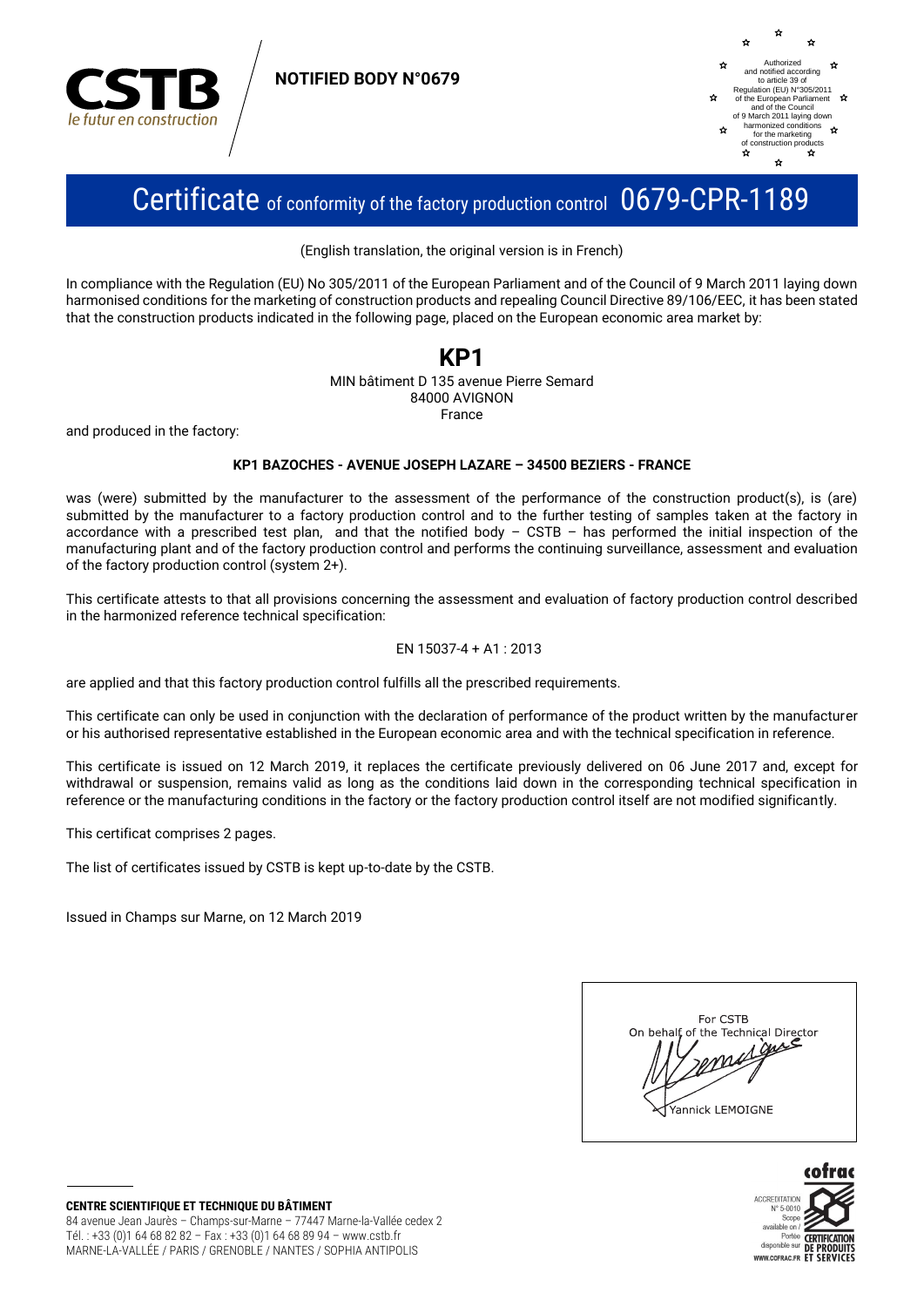**NOTIFIED BODY N°0679**

Authorized and notified according to article 39 of Regulation (EU) N°305/2011 of the European Parliament and of the Council of 9 March 2011 laying down harmonized conditions for the marketing of construction products

# Certificate of conformity of the factory production control 0679-CPR-1189

(English translation, the original version is in French)

In compliance with the Regulation (EU) No 305/2011 of the European Parliament and of the Council of 9 March 2011 laying down harmonised conditions for the marketing of construction products and repealing Council Directive 89/106/EEC, it has been stated that the construction products indicated in the following page, placed on the European economic area market by:

## KP1

MIN bâtiment D 135 avenue Pierre Semard
84000 AVIGNON
France

and produced in the factory:

**KP1 BAZOCHES - AVENUE JOSEPH LAZARE – 34500 BEZIERS - FRANCE**

was (were) submitted by the manufacturer to the assessment of the performance of the construction product(s), is (are) submitted by the manufacturer to a factory production control and to the further testing of samples taken at the factory in accordance with a prescribed test plan, and that the notified body – CSTB – has performed the initial inspection of the manufacturing plant and of the factory production control and performs the continuing surveillance, assessment and evaluation of the factory production control (system 2+).

This certificate attests to that all provisions concerning the assessment and evaluation of factory production control described in the harmonized reference technical specification:

EN 15037-4 + A1 : 2013

are applied and that this factory production control fulfills all the prescribed requirements.

This certificate can only be used in conjunction with the declaration of performance of the product written by the manufacturer or his authorised representative established in the European economic area and with the technical specification in reference.

This certificate is issued on 12 March 2019, it replaces the certificate previously delivered on 06 June 2017 and, except for withdrawal or suspension, remains valid as long as the conditions laid down in the corresponding technical specification in reference or the manufacturing conditions in the factory or the factory production control itself are not modified significantly.

This certificat comprises 2 pages.

The list of certificates issued by CSTB is kept up-to-date by the CSTB.

Issued in Champs sur Marne, on 12 March 2019

For CSTB
On behalf of the Technical Director
Yannick LEMOIGNE

**CENTRE SCIENTIFIQUE ET TECHNIQUE DU BÂTIMENT**
84 avenue Jean Jaurès – Champs-sur-Marne – 77447 Marne-la-Vallée cedex 2
Tél. : +33 (0)1 64 68 82 82 – Fax : +33 (0)1 64 68 89 94 – www.cstb.fr
MARNE-LA-VALLÉE / PARIS / GRENOBLE / NANTES / SOPHIA ANTIPOLIS

cofrac ACCREDITATION N° 5-0010 Scope available on / Portée disponible sur WWW.COFRAC.FR CERTIFICATION DE PRODUITS ET SERVICES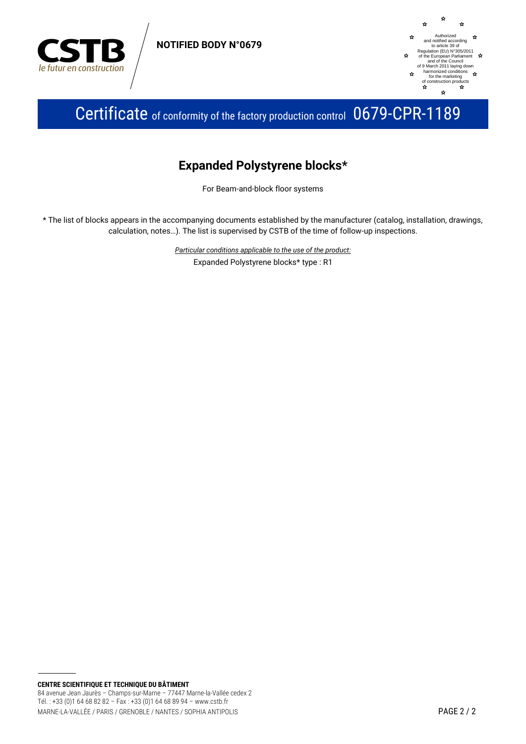**NOTIFIED BODY N°0679**

Authorized and notified according to article 39 of Regulation (EU) N°305/2011 of the European Parliament and of the Council of 9 March 2011 laying down harmonized conditions for the marketing of construction products

# Certificate of conformity of the factory production control 0679-CPR-1189

## Expanded Polystyrene blocks*

For Beam-and-block floor systems

* The list of blocks appears in the accompanying documents established by the manufacturer (catalog, installation, drawings, calculation, notes…). The list is supervised by CSTB of the time of follow-up inspections.

*Particular conditions applicable to the use of the product:*

Expanded Polystyrene blocks* type : R1

**CENTRE SCIENTIFIQUE ET TECHNIQUE DU BÂTIMENT**
84 avenue Jean Jaurès – Champs-sur-Marne – 77447 Marne-la-Vallée cedex 2
Tél. : +33 (0)1 64 68 82 82 – Fax : +33 (0)1 64 68 89 94 – www.cstb.fr
MARNE-LA-VALLÉE / PARIS / GRENOBLE / NANTES / SOPHIA ANTIPOLIS